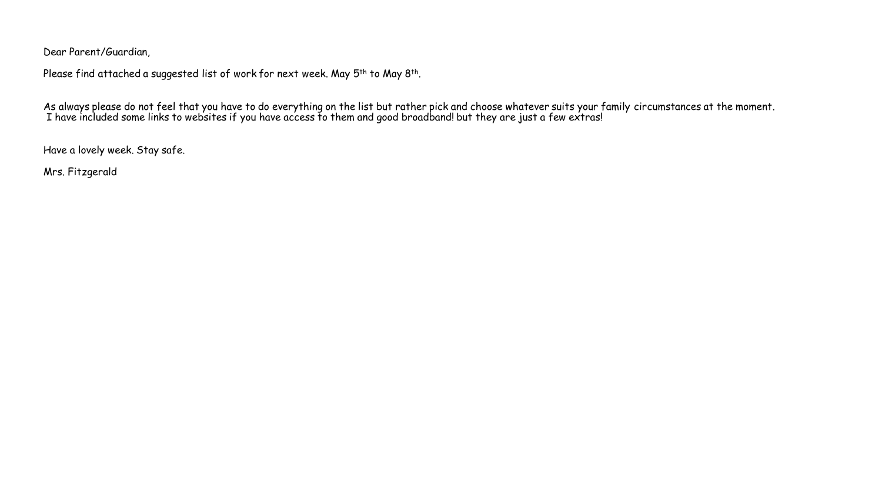Dear Parent/Guardian,

Please find attached a suggested list of work for next week. May 5th to May 8th.

As always please do not feel that you have to do everything on the list but rather pick and choose whatever suits your family circumstances at the moment.
I have included some links to websites if you have access to them and good broadband! but they are just a few extras!

Have a lovely week. Stay safe.

Mrs. Fitzgerald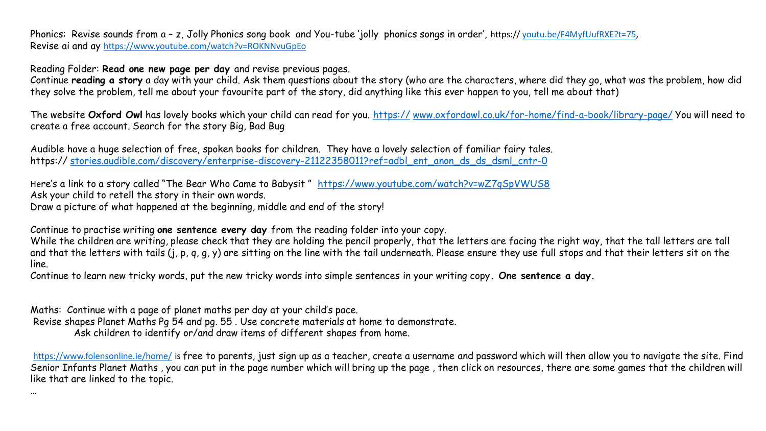Phonics: Revise sounds from a – z, Jolly Phonics song book and You-tube 'jolly phonics songs in order', https:// youtu.be/F4MyfUufRXE?t=75,
Revise ai and ay https://www.youtube.com/watch?v=ROKNNvuGpEo

Reading Folder: **Read one new page per day** and revise previous pages.
Continue **reading a story** a day with your child. Ask them questions about the story (who are the characters, where did they go, what was the problem, how did they solve the problem, tell me about your favourite part of the story, did anything like this ever happen to you, tell me about that)

The website **Oxford Owl** has lovely books which your child can read for you. https:// www.oxfordowl.co.uk/for-home/find-a-book/library-page/ You will need to create a free account. Search for the story Big, Bad Bug

Audible have a huge selection of free, spoken books for children. They have a lovely selection of familiar fairy tales.
https:// stories.audible.com/discovery/enterprise-discovery-21122358011?ref=adbl_ent_anon_ds_ds_dsml_cntr-0

Here's a link to a story called "The Bear Who Came to Babysit " https://www.youtube.com/watch?v=wZ7qSpVWUS8
Ask your child to retell the story in their own words.
Draw a picture of what happened at the beginning, middle and end of the story!

Continue to practise writing **one sentence every day** from the reading folder into your copy.
While the children are writing, please check that they are holding the pencil properly, that the letters are facing the right way, that the tall letters are tall and that the letters with tails (j, p, q, g, y) are sitting on the line with the tail underneath. Please ensure they use full stops and that their letters sit on the line.
Continue to learn new tricky words, put the new tricky words into simple sentences in your writing copy**. One sentence a day.**

Maths: Continue with a page of planet maths per day at your child's pace.
Revise shapes Planet Maths Pg 54 and pg. 55 . Use concrete materials at home to demonstrate.
Ask children to identify or/and draw items of different shapes from home.

https://www.folensonline.ie/home/ is free to parents, just sign up as a teacher, create a username and password which will then allow you to navigate the site. Find Senior Infants Planet Maths , you can put in the page number which will bring up the page , then click on resources, there are some games that the children will like that are linked to the topic.

…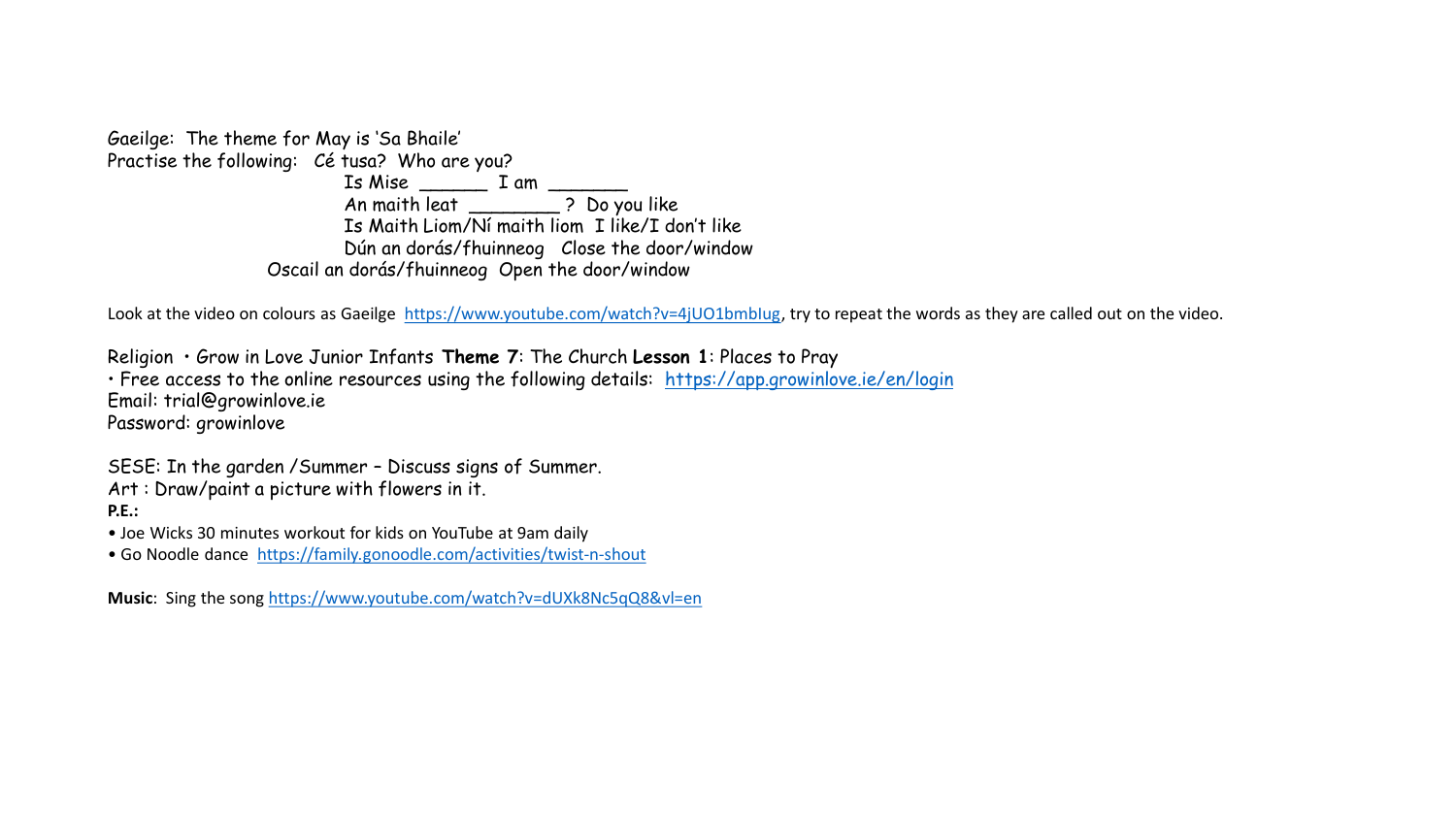Gaeilge: The theme for May is 'Sa Bhaile'

Practise the following: Cé tusa? Who are you?

Is Mise ______ I am _______

An maith leat ________ ? Do you like

Is Maith Liom/Ní maith liom I like/I don't like

Dún an dorás/fhuinneog Close the door/window

Oscail an dorás/fhuinneog Open the door/window

Look at the video on colours as Gaeilge https://www.youtube.com/watch?v=4jUO1bmbIug, try to repeat the words as they are called out on the video.

Religion • Grow in Love Junior Infants **Theme 7**: The Church **Lesson 1**: Places to Pray

• Free access to the online resources using the following details: https://app.growinlove.ie/en/login

Email: trial@growinlove.ie

Password: growinlove

SESE: In the garden /Summer – Discuss signs of Summer.

Art : Draw/paint a picture with flowers in it.

**P.E.:**

- Joe Wicks 30 minutes workout for kids on YouTube at 9am daily
- Go Noodle dance https://family.gonoodle.com/activities/twist-n-shout

**Music**: Sing the song https://www.youtube.com/watch?v=dUXk8Nc5qQ8&vl=en